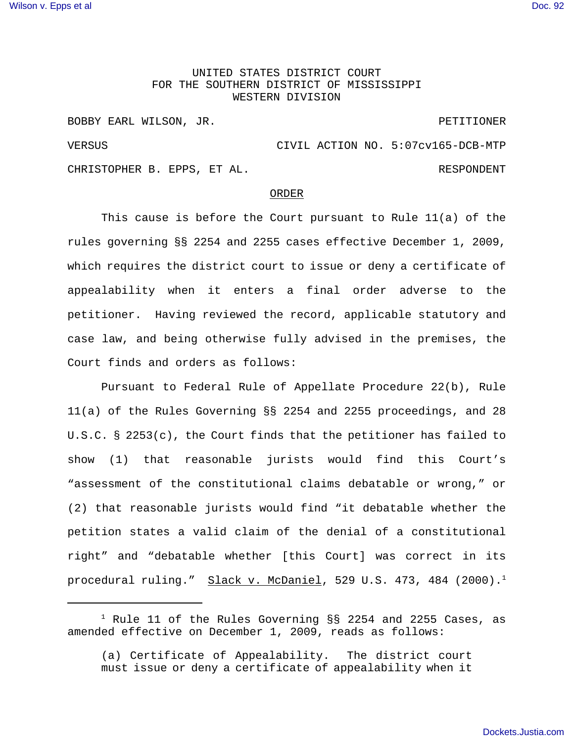UNITED STATES DISTRICT COURT
FOR THE SOUTHERN DISTRICT OF MISSISSIPPI
WESTERN DIVISION

BOBBY EARL WILSON, JR. PETITIONER

VERSUS CIVIL ACTION NO. 5:07cv165-DCB-MTP

CHRISTOPHER B. EPPS, ET AL. RESPONDENT

## ORDER

This cause is before the Court pursuant to Rule 11(a) of the rules governing §§ 2254 and 2255 cases effective December 1, 2009, which requires the district court to issue or deny a certificate of appealability when it enters a final order adverse to the petitioner. Having reviewed the record, applicable statutory and case law, and being otherwise fully advised in the premises, the Court finds and orders as follows:

Pursuant to Federal Rule of Appellate Procedure 22(b), Rule 11(a) of the Rules Governing §§ 2254 and 2255 proceedings, and 28 U.S.C. § 2253(c), the Court finds that the petitioner has failed to show (1) that reasonable jurists would find this Court's "assessment of the constitutional claims debatable or wrong," or (2) that reasonable jurists would find "it debatable whether the petition states a valid claim of the denial of a constitutional right" and "debatable whether [this Court] was correct in its procedural ruling." Slack v. McDaniel, 529 U.S. 473, 484 (2000).[1]

---

[1] Rule 11 of the Rules Governing §§ 2254 and 2255 Cases, as amended effective on December 1, 2009, reads as follows:

> (a) Certificate of Appealability. The district court must issue or deny a certificate of appealability when it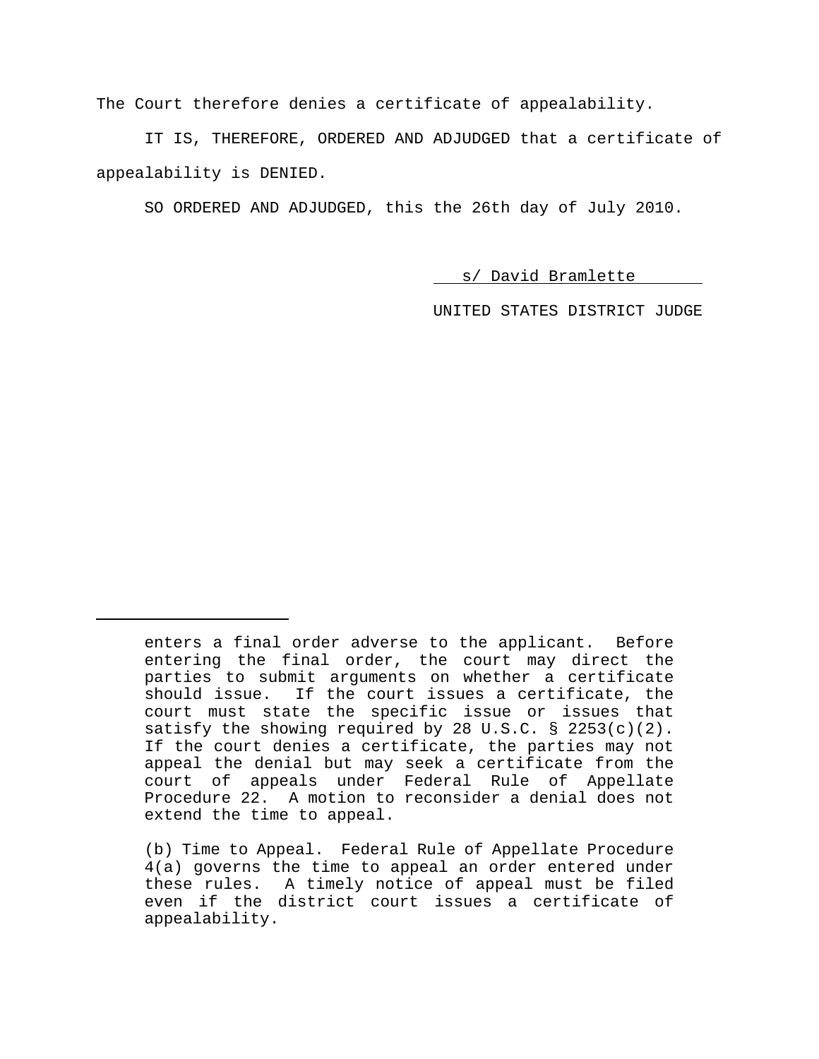The Court therefore denies a certificate of appealability.

IT IS, THEREFORE, ORDERED AND ADJUDGED that a certificate of appealability is DENIED.

SO ORDERED AND ADJUDGED, this the 26th day of July 2010.

s/ David Bramlette

UNITED STATES DISTRICT JUDGE

---

enters a final order adverse to the applicant. Before entering the final order, the court may direct the parties to submit arguments on whether a certificate should issue. If the court issues a certificate, the court must state the specific issue or issues that satisfy the showing required by 28 U.S.C. § 2253(c)(2). If the court denies a certificate, the parties may not appeal the denial but may seek a certificate from the court of appeals under Federal Rule of Appellate Procedure 22. A motion to reconsider a denial does not extend the time to appeal.

(b) Time to Appeal. Federal Rule of Appellate Procedure 4(a) governs the time to appeal an order entered under these rules. A timely notice of appeal must be filed even if the district court issues a certificate of appealability.